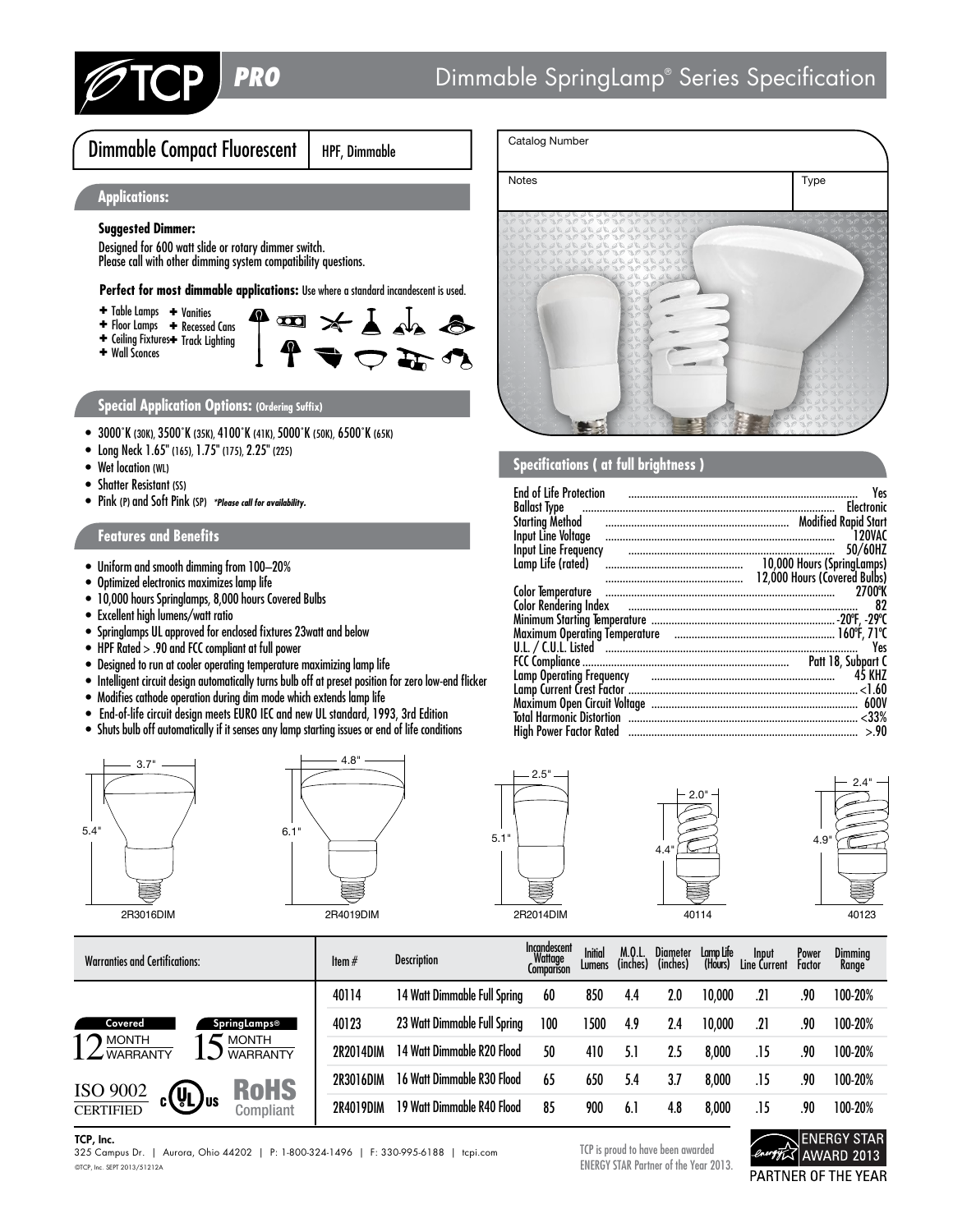# TCP PRO — Dimmable SpringLamp® Series Specification

## Dimmable Compact Fluorescent | HPF, Dimmable

Catalog Number

Notes | Type

### Applications:

**Suggested Dimmer:**

Designed for 600 watt slide or rotary dimmer switch.
Please call with other dimming system compatibility questions.

**Perfect for most dimmable applications:** Use where a standard incandescent is used.

- Table Lamps
- Floor Lamps
- Ceiling Fixtures
- Wall Sconces
- Vanities
- Recessed Cans
- Track Lighting

### Special Application Options: (Ordering Suffix)

- 3000˚K (30K), 3500˚K (35K), 4100˚K (41K), 5000˚K (50K), 6500˚K (65K)
- Long Neck 1.65" (165), 1.75" (175), 2.25" (225)
- Wet location (WL)
- Shatter Resistant (SS)
- Pink (P) and Soft Pink (SP) *\*Please call for availability.*

### Features and Benefits

- Uniform and smooth dimming from 100–20%
- Optimized electronics maximizes lamp life
- 10,000 hours Springlamps, 8,000 hours Covered Bulbs
- Excellent high lumens/watt ratio
- Springlamps UL approved for enclosed fixtures 23watt and below
- HPF Rated > .90 and FCC compliant at full power
- Designed to run at cooler operating temperature maximizing lamp life
- Intelligent circuit design automatically turns bulb off at preset position for zero low-end flicker
- Modifies cathode operation during dim mode which extends lamp life
- End-of-life circuit design meets EURO IEC and new UL standard, 1993, 3rd Edition
- Shuts bulb off automatically if it senses any lamp starting issues or end of life conditions

### Specifications ( at full brightness )

| Specification | Value |
|---|---|
| End of Life Protection | Yes |
| Ballast Type | Electronic |
| Starting Method | Modified Rapid Start |
| Input Line Voltage | 120VAC |
| Input Line Frequency | 50/60HZ |
| Lamp Life (rated) | 10,000 Hours (SpringLamps) |
| | 12,000 Hours (Covered Bulbs) |
| Color Temperature | 2700ºK |
| Color Rendering Index | 82 |
| Minimum Starting Temperature | -20ºF, -29ºC |
| Maximum Operating Temperature | 160ºF, 71ºC |
| U.L. / C.U.L. Listed | Yes |
| FCC Compliance | Patt 18, Subpart C |
| Lamp Operating Frequency | 45 KHZ |
| Lamp Current Crest Factor | <1.60 |
| Maximum Open Circuit Voltage | 600V |
| Total Harmonic Distortion | <33% |
| High Power Factor Rated | >.90 |

2R3016DIM: 3.7" × 5.4"
2R4019DIM: 4.8" × 6.1"
2R2014DIM: 2.5" × 5.1"
40114: 2.0" × 4.4"
40123: 2.4" × 4.9"

### Warranties and Certifications:

Covered 12 MONTH WARRANTY — SpringLamps® 15 MONTH WARRANTY

ISO 9002 CERTIFIED — cULus — RoHS Compliant

| Item # | Description | Incandescent Wattage Comparison | Initial Lumens | M.O.L. (inches) | Diameter (inches) | Lamp Life (Hours) | Input Line Current | Power Factor | Dimming Range |
|---|---|---|---|---|---|---|---|---|---|
| 40114 | 14 Watt Dimmable Full Spring | 60 | 850 | 4.4 | 2.0 | 10,000 | .21 | .90 | 100-20% |
| 40123 | 23 Watt Dimmable Full Spring | 100 | 1500 | 4.9 | 2.4 | 10,000 | .21 | .90 | 100-20% |
| 2R2014DIM | 14 Watt Dimmable R20 Flood | 50 | 410 | 5.1 | 2.5 | 8,000 | .15 | .90 | 100-20% |
| 2R3016DIM | 16 Watt Dimmable R30 Flood | 65 | 650 | 5.4 | 3.7 | 8,000 | .15 | .90 | 100-20% |
| 2R4019DIM | 19 Watt Dimmable R40 Flood | 85 | 900 | 6.1 | 4.8 | 8,000 | .15 | .90 | 100-20% |

**TCP, Inc.**
325 Campus Dr. | Aurora, Ohio 44202 | P: 1-800-324-1496 | F: 330-995-6188 | tcpi.com
©TCP, Inc. SEPT 2013/51212A

TCP is proud to have been awarded ENERGY STAR Partner of the Year 2013.

ENERGY STAR AWARD 2013 PARTNER OF THE YEAR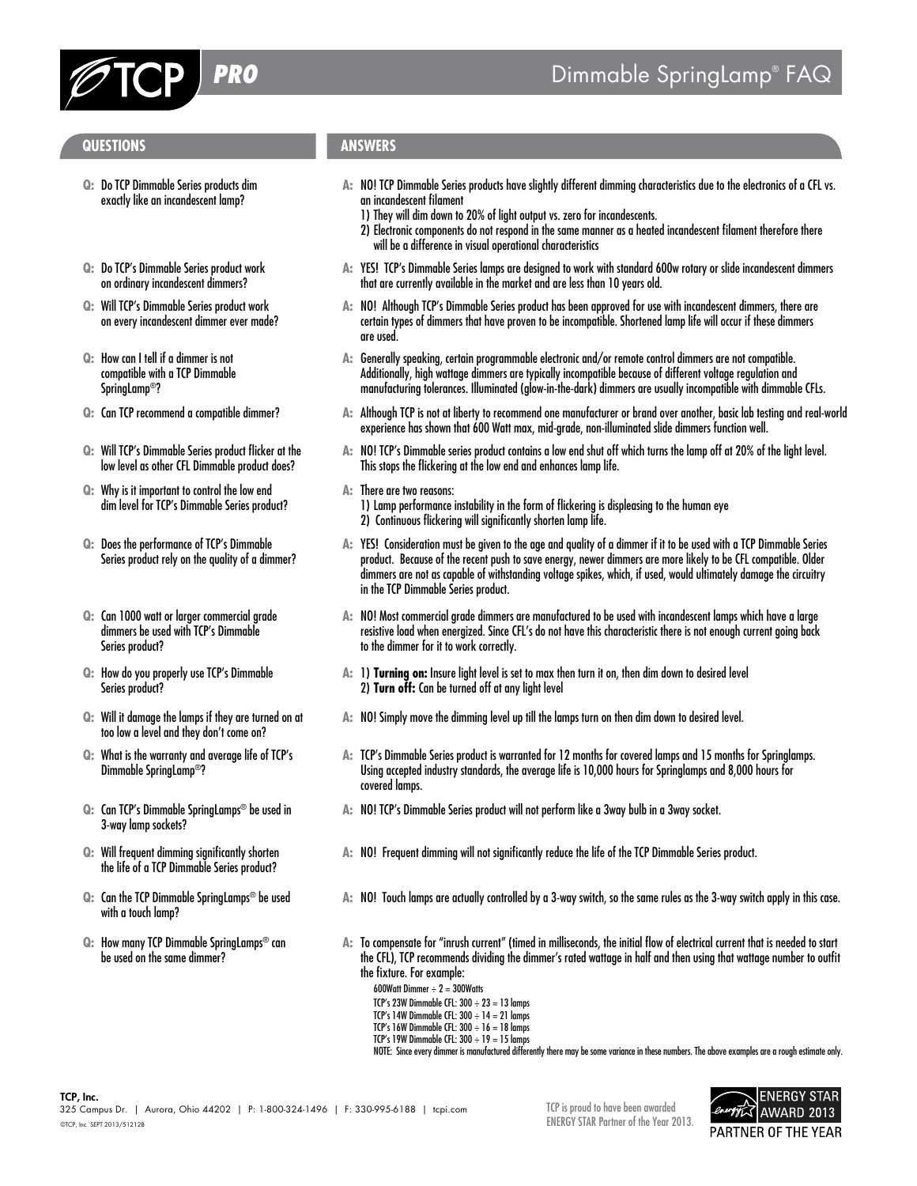# Dimmable SpringLamp® FAQ

## QUESTIONS / ANSWERS

**Q:** Do TCP Dimmable Series products dim exactly like an incandescent lamp?

**A:** NO! TCP Dimmable Series products have slightly different dimming characteristics due to the electronics of a CFL vs. an incandescent filament

1) They will dim down to 20% of light output vs. zero for incandescents.
2) Electronic components do not respond in the same manner as a heated incandescent filament therefore there will be a difference in visual operational characteristics

**Q:** Do TCP's Dimmable Series product work on ordinary incandescent dimmers?

**A:** YES! TCP's Dimmable Series lamps are designed to work with standard 600w rotary or slide incandescent dimmers that are currently available in the market and are less than 10 years old.

**Q:** Will TCP's Dimmable Series product work on every incandescent dimmer ever made?

**A:** NO! Although TCP's Dimmable Series product has been approved for use with incandescent dimmers, there are certain types of dimmers that have proven to be incompatible. Shortened lamp life will occur if these dimmers are used.

**Q:** How can I tell if a dimmer is not compatible with a TCP Dimmable SpringLamp®?

**A:** Generally speaking, certain programmable electronic and/or remote control dimmers are not compatible. Additionally, high wattage dimmers are typically incompatible because of different voltage regulation and manufacturing tolerances. Illuminated (glow-in-the-dark) dimmers are usually incompatible with dimmable CFLs.

**Q:** Can TCP recommend a compatible dimmer?

**A:** Although TCP is not at liberty to recommend one manufacturer or brand over another, basic lab testing and real-world experience has shown that 600 Watt max, mid-grade, non-illuminated slide dimmers function well.

**Q:** Will TCP's Dimmable Series product flicker at the low level as other CFL Dimmable product does?

**A:** NO! TCP's Dimmable series product contains a low end shut off which turns the lamp off at 20% of the light level. This stops the flickering at the low end and enhances lamp life.

**Q:** Why is it important to control the low end dim level for TCP's Dimmable Series product?

**A:** There are two reasons:

1) Lamp performance instability in the form of flickering is displeasing to the human eye
2) Continuous flickering will significantly shorten lamp life.

**Q:** Does the performance of TCP's Dimmable Series product rely on the quality of a dimmer?

**A:** YES! Consideration must be given to the age and quality of a dimmer if it to be used with a TCP Dimmable Series product. Because of the recent push to save energy, newer dimmers are more likely to be CFL compatible. Older dimmers are not as capable of withstanding voltage spikes, which, if used, would ultimately damage the circuitry in the TCP Dimmable Series product.

**Q:** Can 1000 watt or larger commercial grade dimmers be used with TCP's Dimmable Series product?

**A:** NO! Most commercial grade dimmers are manufactured to be used with incandescent lamps which have a large resistive load when energized. Since CFL's do not have this characteristic there is not enough current going back to the dimmer for it to work correctly.

**Q:** How do you properly use TCP's Dimmable Series product?

**A:** 1) **Turning on:** Insure light level is set to max then turn it on, then dim down to desired level
2) **Turn off:** Can be turned off at any light level

**Q:** Will it damage the lamps if they are turned on at too low a level and they don't come on?

**A:** NO! Simply move the dimming level up till the lamps turn on then dim down to desired level.

**Q:** What is the warranty and average life of TCP's Dimmable SpringLamp®?

**A:** TCP's Dimmable Series product is warranted for 12 months for covered lamps and 15 months for Springlamps. Using accepted industry standards, the average life is 10,000 hours for Springlamps and 8,000 hours for covered lamps.

**Q:** Can TCP's Dimmable SpringLamps® be used in 3-way lamp sockets?

**A:** NO! TCP's Dimmable Series product will not perform like a 3way bulb in a 3way socket.

**Q:** Will frequent dimming significantly shorten the life of a TCP Dimmable Series product?

**A:** NO! Frequent dimming will not significantly reduce the life of the TCP Dimmable Series product.

**Q:** Can the TCP Dimmable SpringLamps® be used with a touch lamp?

**A:** NO! Touch lamps are actually controlled by a 3-way switch, so the same rules as the 3-way switch apply in this case.

**Q:** How many TCP Dimmable SpringLamps® can be used on the same dimmer?

**A:** To compensate for "inrush current" (timed in milliseconds, the initial flow of electrical current that is needed to start the CFL), TCP recommends dividing the dimmer's rated wattage in half and then using that wattage number to outfit the fixture. For example:

600Watt Dimmer ÷ 2 = 300Watts
TCP's 23W Dimmable CFL: 300 ÷ 23 = 13 lamps
TCP's 14W Dimmable CFL: 300 ÷ 14 = 21 lamps
TCP's 16W Dimmable CFL: 300 ÷ 16 = 18 lamps
TCP's 19W Dimmable CFL: 300 ÷ 19 = 15 lamps

NOTE: Since every dimmer is manufactured differently there may be some variance in these numbers. The above examples are a rough estimate only.

**TCP, Inc.**
325 Campus Dr. | Aurora, Ohio 44202 | P: 1-800-324-1496 | F: 330-995-6188 | tcpi.com
©TCP, Inc. SEPT 2013/51212B

TCP is proud to have been awarded ENERGY STAR Partner of the Year 2013.

ENERGY STAR AWARD 2013 PARTNER OF THE YEAR